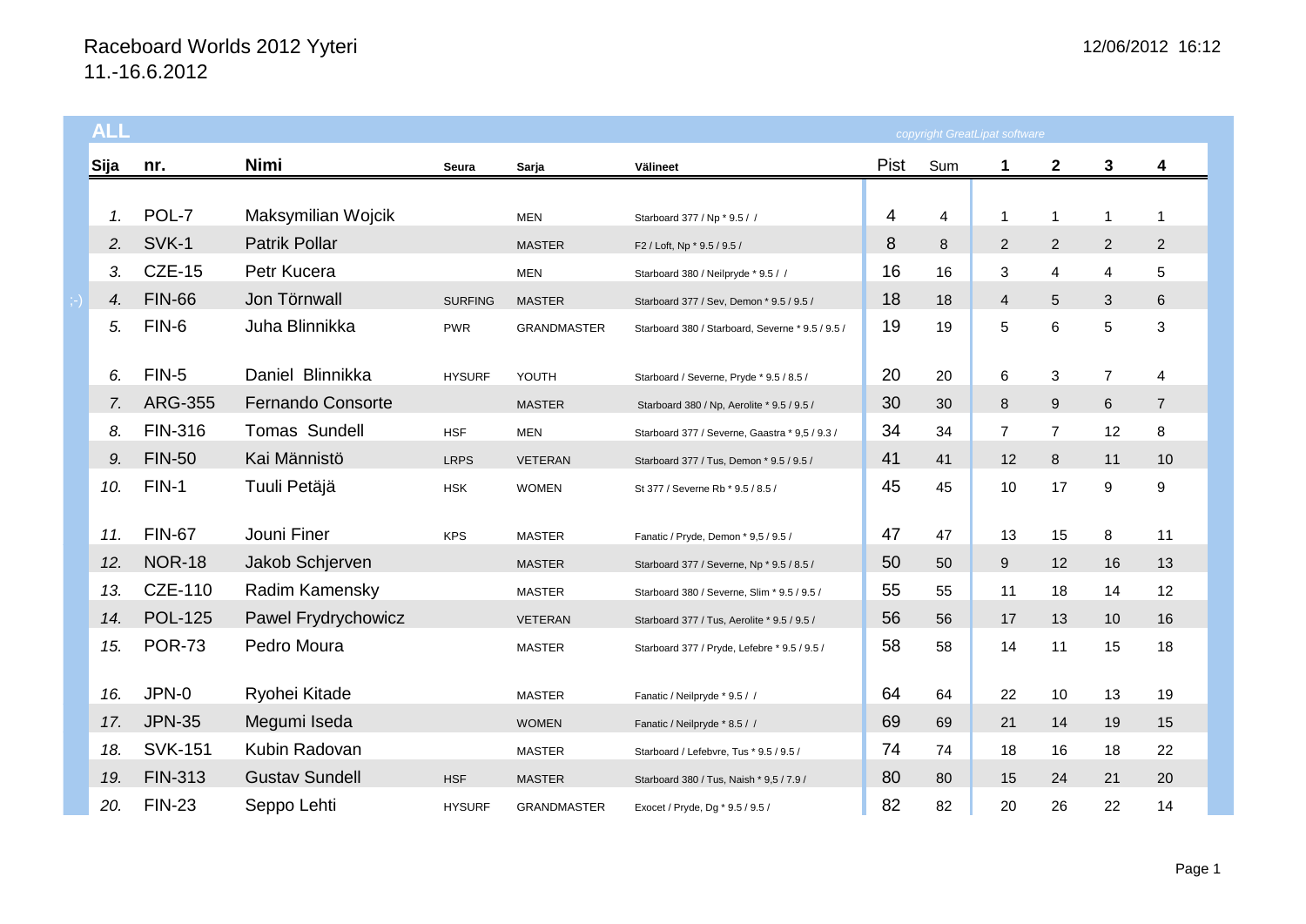# Raceboard Worlds 2012 Yyteri

11.-16.6.2012

12/06/2012 16:12

## ALL

*copyright GreatLipat software*

| | Sija | nr. | Nimi | Seura | Sarja | Välineet | Pist | Sum | 1 | 2 | 3 | 4 |
|---|---|---|---|---|---|---|---|---|---|---|---|---|
| | 1. | POL-7 | Maksymilian Wojcik | | MEN | Starboard 377 / Np * 9.5 / / | 4 | 4 | 1 | 1 | 1 | 1 |
| | 2. | SVK-1 | Patrik Pollar | | MASTER | F2 / Loft, Np * 9.5 / 9.5 / | 8 | 8 | 2 | 2 | 2 | 2 |
| | 3. | CZE-15 | Petr Kucera | | MEN | Starboard 380 / Neilpryde * 9.5 / / | 16 | 16 | 3 | 4 | 4 | 5 |
| ;-) | 4. | FIN-66 | Jon Törnwall | SURFING | MASTER | Starboard 377 / Sev, Demon * 9.5 / 9.5 / | 18 | 18 | 4 | 5 | 3 | 6 |
| | 5. | FIN-6 | Juha Blinnikka | PWR | GRANDMASTER | Starboard 380 / Starboard, Severne * 9.5 / 9.5 / | 19 | 19 | 5 | 6 | 5 | 3 |
| | 6. | FIN-5 | Daniel Blinnikka | HYSURF | YOUTH | Starboard / Severne, Pryde * 9.5 / 8.5 / | 20 | 20 | 6 | 3 | 7 | 4 |
| | 7. | ARG-355 | Fernando Consorte | | MASTER | Starboard 380 / Np, Aerolite * 9.5 / 9.5 / | 30 | 30 | 8 | 9 | 6 | 7 |
| | 8. | FIN-316 | Tomas Sundell | HSF | MEN | Starboard 377 / Severne, Gaastra * 9,5 / 9.3 / | 34 | 34 | 7 | 7 | 12 | 8 |
| | 9. | FIN-50 | Kai Männistö | LRPS | VETERAN | Starboard 377 / Tus, Demon * 9.5 / 9.5 / | 41 | 41 | 12 | 8 | 11 | 10 |
| | 10. | FIN-1 | Tuuli Petäjä | HSK | WOMEN | St 377 / Severne Rb * 9.5 / 8.5 / | 45 | 45 | 10 | 17 | 9 | 9 |
| | 11. | FIN-67 | Jouni Finer | KPS | MASTER | Fanatic / Pryde, Demon * 9,5 / 9.5 / | 47 | 47 | 13 | 15 | 8 | 11 |
| | 12. | NOR-18 | Jakob Schjerven | | MASTER | Starboard 377 / Severne, Np * 9.5 / 8.5 / | 50 | 50 | 9 | 12 | 16 | 13 |
| | 13. | CZE-110 | Radim Kamensky | | MASTER | Starboard 380 / Severne, Slim * 9.5 / 9.5 / | 55 | 55 | 11 | 18 | 14 | 12 |
| | 14. | POL-125 | Pawel Frydrychowicz | | VETERAN | Starboard 377 / Tus, Aerolite * 9.5 / 9.5 / | 56 | 56 | 17 | 13 | 10 | 16 |
| | 15. | POR-73 | Pedro Moura | | MASTER | Starboard 377 / Pryde, Lefebre * 9.5 / 9.5 / | 58 | 58 | 14 | 11 | 15 | 18 |
| | 16. | JPN-0 | Ryohei Kitade | | MASTER | Fanatic / Neilpryde * 9.5 / / | 64 | 64 | 22 | 10 | 13 | 19 |
| | 17. | JPN-35 | Megumi Iseda | | WOMEN | Fanatic / Neilpryde * 8.5 / / | 69 | 69 | 21 | 14 | 19 | 15 |
| | 18. | SVK-151 | Kubin Radovan | | MASTER | Starboard / Lefebvre, Tus * 9.5 / 9.5 / | 74 | 74 | 18 | 16 | 18 | 22 |
| | 19. | FIN-313 | Gustav Sundell | HSF | MASTER | Starboard 380 / Tus, Naish * 9,5 / 7.9 / | 80 | 80 | 15 | 24 | 21 | 20 |
| | 20. | FIN-23 | Seppo Lehti | HYSURF | GRANDMASTER | Exocet / Pryde, Dg * 9.5 / 9.5 / | 82 | 82 | 20 | 26 | 22 | 14 |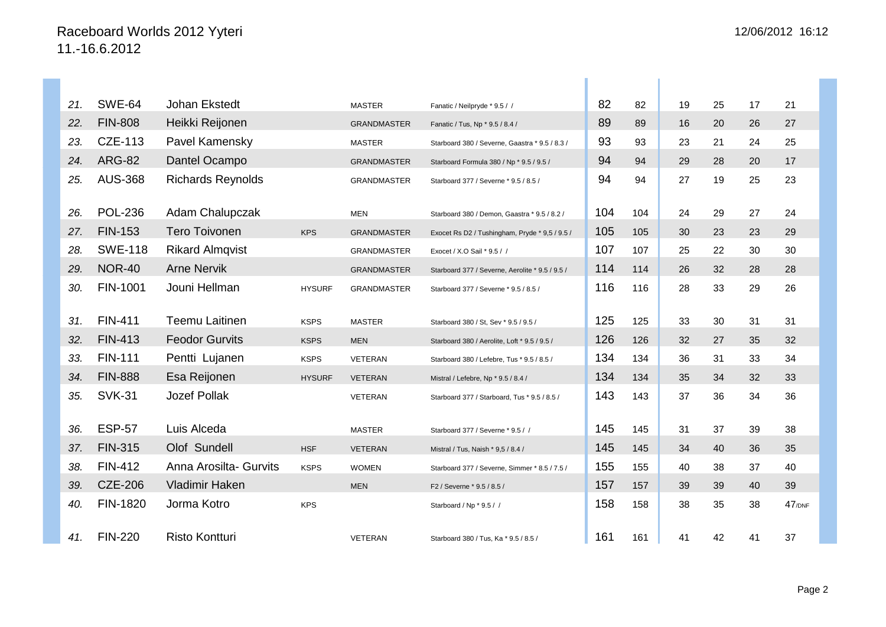# Raceboard Worlds 2012 Yyteri
11.-16.6.2012

12/06/2012 16:12

| | | | | | | | | | | | |
|---|---|---|---|---|---|---|---|---|---|---|---|
| 21. | SWE-64 | Johan Ekstedt | | MASTER | Fanatic / Neilpryde * 9.5 / / | 82 | 82 | 19 | 25 | 17 | 21 |
| 22. | FIN-808 | Heikki Reijonen | | GRANDMASTER | Fanatic / Tus, Np * 9.5 / 8.4 / | 89 | 89 | 16 | 20 | 26 | 27 |
| 23. | CZE-113 | Pavel Kamensky | | MASTER | Starboard 380 / Severne, Gaastra * 9.5 / 8.3 / | 93 | 93 | 23 | 21 | 24 | 25 |
| 24. | ARG-82 | Dantel Ocampo | | GRANDMASTER | Starboard Formula 380 / Np * 9.5 / 9.5 / | 94 | 94 | 29 | 28 | 20 | 17 |
| 25. | AUS-368 | Richards Reynolds | | GRANDMASTER | Starboard 377 / Severne * 9.5 / 8.5 / | 94 | 94 | 27 | 19 | 25 | 23 |
| 26. | POL-236 | Adam Chalupczak | | MEN | Starboard 380 / Demon, Gaastra * 9.5 / 8.2 / | 104 | 104 | 24 | 29 | 27 | 24 |
| 27. | FIN-153 | Tero Toivonen | KPS | GRANDMASTER | Exocet Rs D2 / Tushingham, Pryde * 9,5 / 9.5 / | 105 | 105 | 30 | 23 | 23 | 29 |
| 28. | SWE-118 | Rikard Almqvist | | GRANDMASTER | Exocet / X.O Sail * 9.5 / / | 107 | 107 | 25 | 22 | 30 | 30 |
| 29. | NOR-40 | Arne Nervik | | GRANDMASTER | Starboard 377 / Severne, Aerolite * 9.5 / 9.5 / | 114 | 114 | 26 | 32 | 28 | 28 |
| 30. | FIN-1001 | Jouni Hellman | HYSURF | GRANDMASTER | Starboard 377 / Severne * 9.5 / 8.5 / | 116 | 116 | 28 | 33 | 29 | 26 |
| 31. | FIN-411 | Teemu Laitinen | KSPS | MASTER | Starboard 380 / St, Sev * 9.5 / 9.5 / | 125 | 125 | 33 | 30 | 31 | 31 |
| 32. | FIN-413 | Feodor Gurvits | KSPS | MEN | Starboard 380 / Aerolite, Loft * 9.5 / 9.5 / | 126 | 126 | 32 | 27 | 35 | 32 |
| 33. | FIN-111 | Pentti Lujanen | KSPS | VETERAN | Starboard 380 / Lefebre, Tus * 9.5 / 8.5 / | 134 | 134 | 36 | 31 | 33 | 34 |
| 34. | FIN-888 | Esa Reijonen | HYSURF | VETERAN | Mistral / Lefebre, Np * 9.5 / 8.4 / | 134 | 134 | 35 | 34 | 32 | 33 |
| 35. | SVK-31 | Jozef Pollak | | VETERAN | Starboard 377 / Starboard, Tus * 9.5 / 8.5 / | 143 | 143 | 37 | 36 | 34 | 36 |
| 36. | ESP-57 | Luis Alceda | | MASTER | Starboard 377 / Severne * 9.5 / / | 145 | 145 | 31 | 37 | 39 | 38 |
| 37. | FIN-315 | Olof Sundell | HSF | VETERAN | Mistral / Tus, Naish * 9,5 / 8.4 / | 145 | 145 | 34 | 40 | 36 | 35 |
| 38. | FIN-412 | Anna Arosilta- Gurvits | KSPS | WOMEN | Starboard 377 / Severne, Simmer * 8.5 / 7.5 / | 155 | 155 | 40 | 38 | 37 | 40 |
| 39. | CZE-206 | Vladimir Haken | | MEN | F2 / Severne * 9.5 / 8.5 / | 157 | 157 | 39 | 39 | 40 | 39 |
| 40. | FIN-1820 | Jorma Kotro | KPS | | Starboard / Np * 9.5 / / | 158 | 158 | 38 | 35 | 38 | 47/DNF |
| 41. | FIN-220 | Risto Kontturi | | VETERAN | Starboard 380 / Tus, Ka * 9.5 / 8.5 / | 161 | 161 | 41 | 42 | 41 | 37 |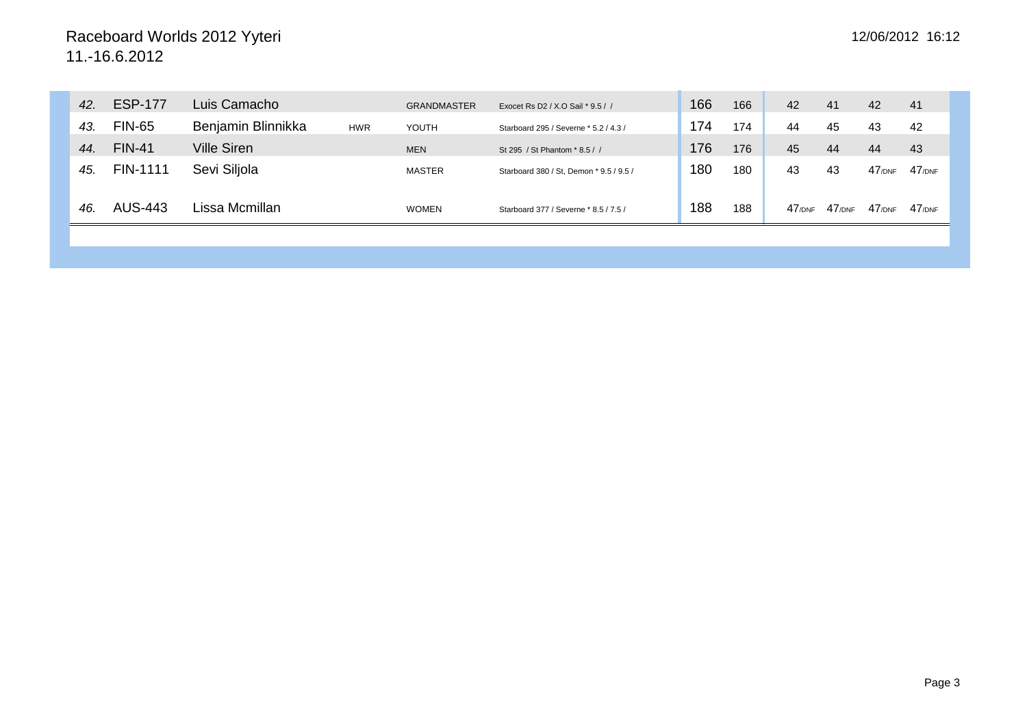| | | | | | | | | | | | |
|---|---|---|---|---|---|---|---|---|---|---|---|
| 42. | ESP-177 | Luis Camacho | | GRANDMASTER | Exocet Rs D2 / X.O Sail * 9.5 / / | 166 | 166 | 42 | 41 | 42 | 41 |
| 43. | FIN-65 | Benjamin Blinnikka | HWR | YOUTH | Starboard 295 / Severne * 5.2 / 4.3 / | 174 | 174 | 44 | 45 | 43 | 42 |
| 44. | FIN-41 | Ville Siren | | MEN | St 295 / St Phantom * 8.5 / / | 176 | 176 | 45 | 44 | 44 | 43 |
| 45. | FIN-1111 | Sevi Siljola | | MASTER | Starboard 380 / St, Demon * 9.5 / 9.5 / | 180 | 180 | 43 | 43 | 47/DNF | 47/DNF |
| 46. | AUS-443 | Lissa Mcmillan | | WOMEN | Starboard 377 / Severne * 8.5 / 7.5 / | 188 | 188 | 47/DNF | 47/DNF | 47/DNF | 47/DNF |